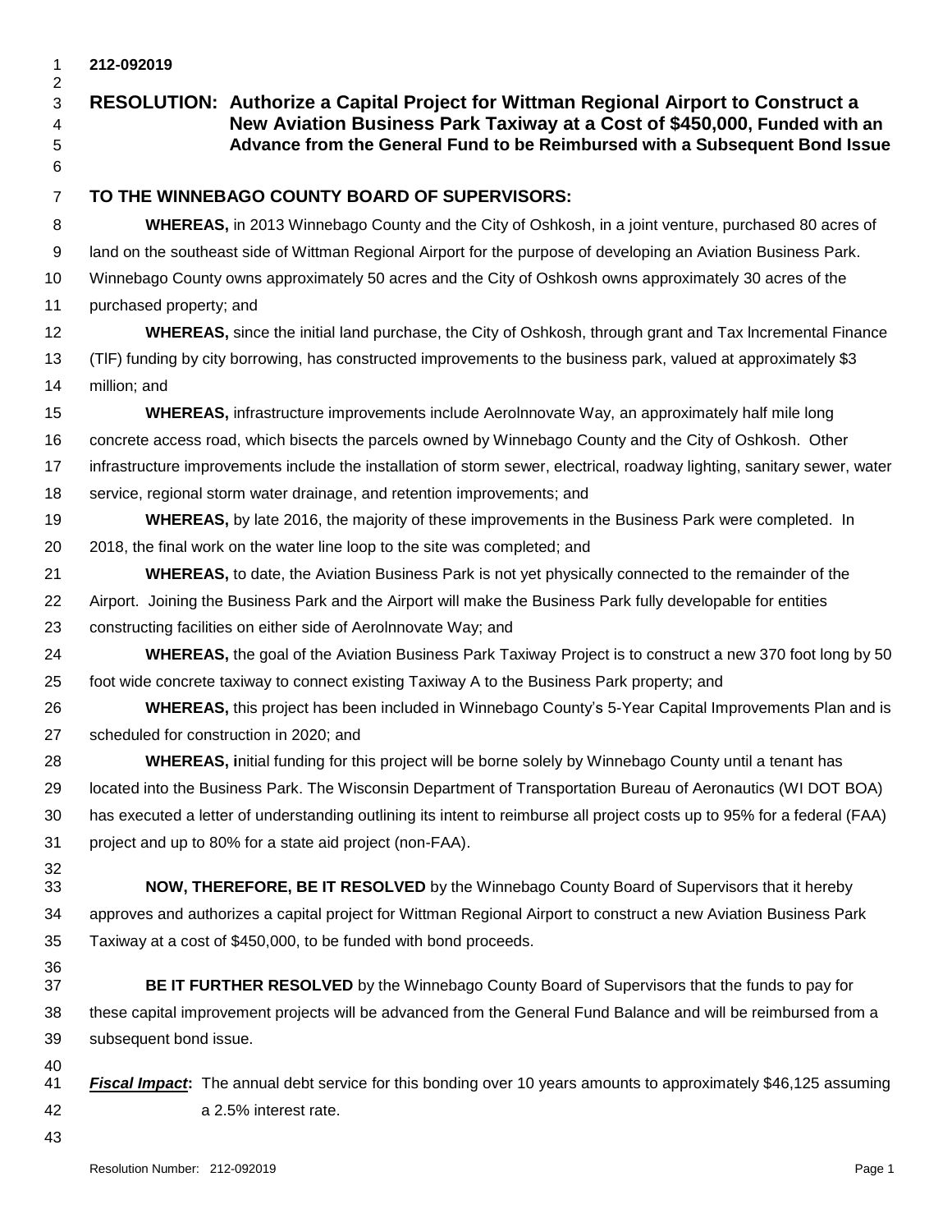**212-092019**

# RESOLUTION: Authorize a Capital Project for Wittman Regional Airport to Construct a New Aviation Business Park Taxiway at a Cost of $450,000, Funded with an Advance from the General Fund to be Reimbursed with a Subsequent Bond Issue

**TO THE WINNEBAGO COUNTY BOARD OF SUPERVISORS:**

**WHEREAS,** in 2013 Winnebago County and the City of Oshkosh, in a joint venture, purchased 80 acres of land on the southeast side of Wittman Regional Airport for the purpose of developing an Aviation Business Park. Winnebago County owns approximately 50 acres and the City of Oshkosh owns approximately 30 acres of the purchased property; and

**WHEREAS,** since the initial land purchase, the City of Oshkosh, through grant and Tax Incremental Finance (TIF) funding by city borrowing, has constructed improvements to the business park, valued at approximately $3 million; and

**WHEREAS,** infrastructure improvements include AeroInnovate Way, an approximately half mile long concrete access road, which bisects the parcels owned by Winnebago County and the City of Oshkosh. Other infrastructure improvements include the installation of storm sewer, electrical, roadway lighting, sanitary sewer, water service, regional storm water drainage, and retention improvements; and

**WHEREAS,** by late 2016, the majority of these improvements in the Business Park were completed. In 2018, the final work on the water line loop to the site was completed; and

**WHEREAS,** to date, the Aviation Business Park is not yet physically connected to the remainder of the Airport. Joining the Business Park and the Airport will make the Business Park fully developable for entities constructing facilities on either side of AeroInnovate Way; and

**WHEREAS,** the goal of the Aviation Business Park Taxiway Project is to construct a new 370 foot long by 50 foot wide concrete taxiway to connect existing Taxiway A to the Business Park property; and

**WHEREAS,** this project has been included in Winnebago County's 5-Year Capital Improvements Plan and is scheduled for construction in 2020; and

**WHEREAS, i**nitial funding for this project will be borne solely by Winnebago County until a tenant has located into the Business Park. The Wisconsin Department of Transportation Bureau of Aeronautics (WI DOT BOA) has executed a letter of understanding outlining its intent to reimburse all project costs up to 95% for a federal (FAA) project and up to 80% for a state aid project (non-FAA).

**NOW, THEREFORE, BE IT RESOLVED** by the Winnebago County Board of Supervisors that it hereby approves and authorizes a capital project for Wittman Regional Airport to construct a new Aviation Business Park Taxiway at a cost of $450,000, to be funded with bond proceeds.

**BE IT FURTHER RESOLVED** by the Winnebago County Board of Supervisors that the funds to pay for these capital improvement projects will be advanced from the General Fund Balance and will be reimbursed from a subsequent bond issue.

***Fiscal Impact*:** The annual debt service for this bonding over 10 years amounts to approximately $46,125 assuming a 2.5% interest rate.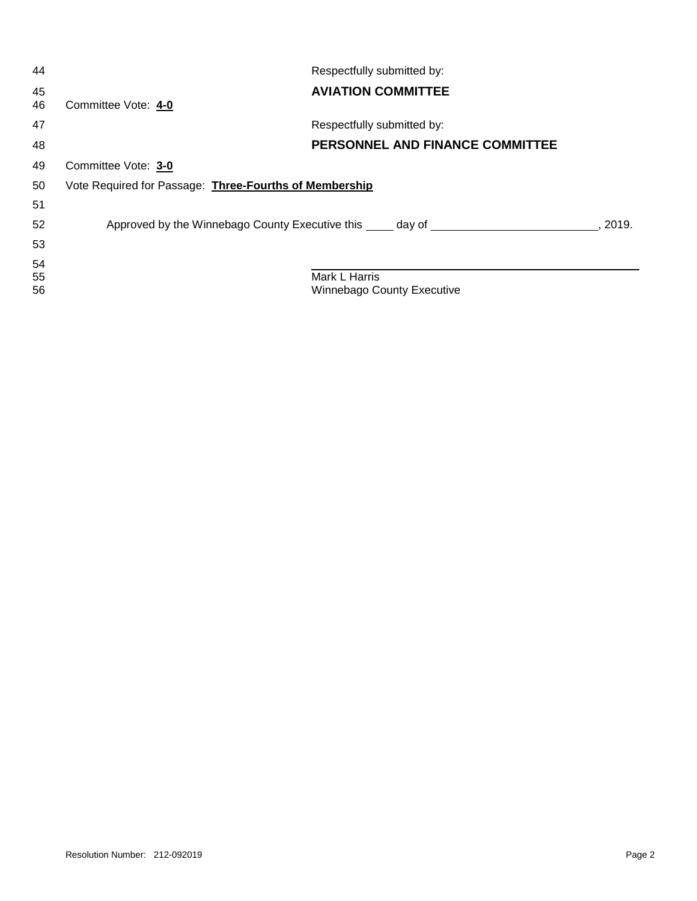Respectfully submitted by:

**AVIATION COMMITTEE**

Committee Vote: **4-0**

Respectfully submitted by:

**PERSONNEL AND FINANCE COMMITTEE**

Committee Vote: **3-0**

Vote Required for Passage: **Three-Fourths of Membership**

Approved by the Winnebago County Executive this ____ day of __________________________, 2019.

______________________________________________

Mark L Harris
Winnebago County Executive

Resolution Number: 212-092019